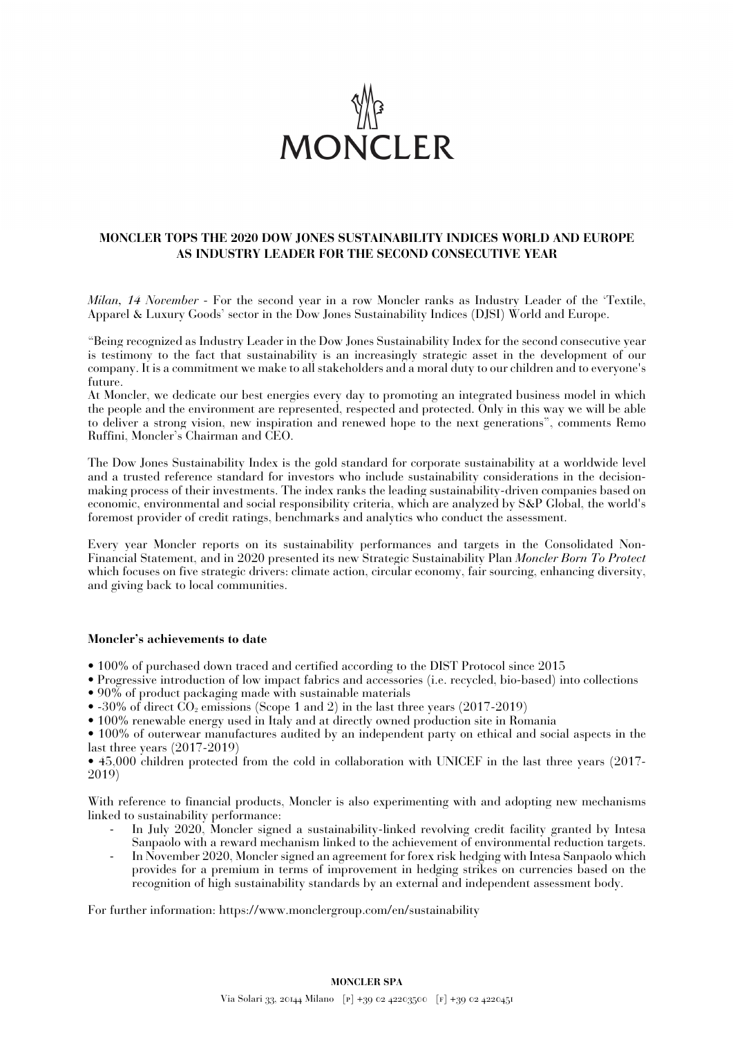# MONCLER TOPS THE 2020 DOW JONES SUSTAINABILITY INDICES WORLD AND EUROPE AS INDUSTRY LEADER FOR THE SECOND CONSECUTIVE YEAR

*Milan, 14 November* - For the second year in a row Moncler ranks as Industry Leader of the 'Textile, Apparel & Luxury Goods' sector in the Dow Jones Sustainability Indices (DJSI) World and Europe.

"Being recognized as Industry Leader in the Dow Jones Sustainability Index for the second consecutive year is testimony to the fact that sustainability is an increasingly strategic asset in the development of our company. It is a commitment we make to all stakeholders and a moral duty to our children and to everyone's future.
At Moncler, we dedicate our best energies every day to promoting an integrated business model in which the people and the environment are represented, respected and protected. Only in this way we will be able to deliver a strong vision, new inspiration and renewed hope to the next generations", comments Remo Ruffini, Moncler's Chairman and CEO.

The Dow Jones Sustainability Index is the gold standard for corporate sustainability at a worldwide level and a trusted reference standard for investors who include sustainability considerations in the decision-making process of their investments. The index ranks the leading sustainability-driven companies based on economic, environmental and social responsibility criteria, which are analyzed by S&P Global, the world's foremost provider of credit ratings, benchmarks and analytics who conduct the assessment.

Every year Moncler reports on its sustainability performances and targets in the Consolidated Non-Financial Statement, and in 2020 presented its new Strategic Sustainability Plan *Moncler Born To Protect* which focuses on five strategic drivers: climate action, circular economy, fair sourcing, enhancing diversity, and giving back to local communities.

**Moncler's achievements to date**

- 100% of purchased down traced and certified according to the DIST Protocol since 2015
- Progressive introduction of low impact fabrics and accessories (i.e. recycled, bio-based) into collections
- 90% of product packaging made with sustainable materials
- -30% of direct $CO_2$ emissions (Scope 1 and 2) in the last three years (2017-2019)
- 100% renewable energy used in Italy and at directly owned production site in Romania
- 100% of outerwear manufactures audited by an independent party on ethical and social aspects in the last three years (2017-2019)
- 45,000 children protected from the cold in collaboration with UNICEF in the last three years (2017-2019)

With reference to financial products, Moncler is also experimenting with and adopting new mechanisms linked to sustainability performance:

- In July 2020, Moncler signed a sustainability-linked revolving credit facility granted by Intesa Sanpaolo with a reward mechanism linked to the achievement of environmental reduction targets.
- In November 2020, Moncler signed an agreement for forex risk hedging with Intesa Sanpaolo which provides for a premium in terms of improvement in hedging strikes on currencies based on the recognition of high sustainability standards by an external and independent assessment body.

For further information: https://www.monclergroup.com/en/sustainability

**MONCLER SPA**

Via Solari 33, 20144 Milano [P] +39 02 42203500 [F] +39 02 4220451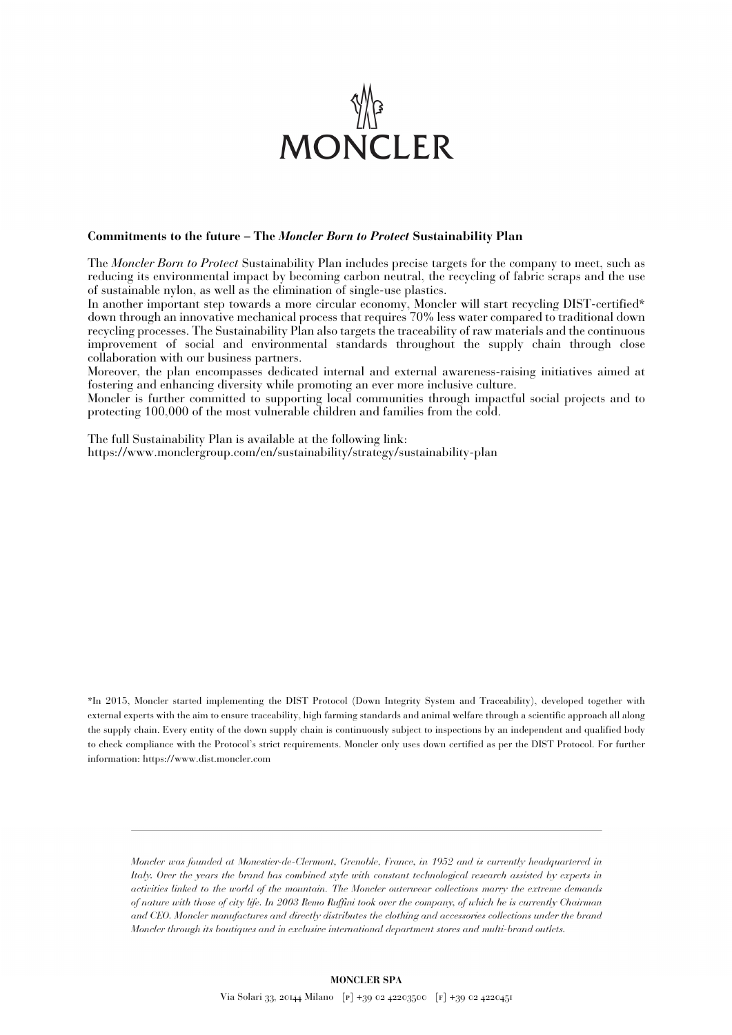**Commitments to the future – The *Moncler Born to Protect* Sustainability Plan**

The *Moncler Born to Protect* Sustainability Plan includes precise targets for the company to meet, such as reducing its environmental impact by becoming carbon neutral, the recycling of fabric scraps and the use of sustainable nylon, as well as the elimination of single-use plastics.
In another important step towards a more circular economy, Moncler will start recycling DIST-certified* down through an innovative mechanical process that requires 70% less water compared to traditional down recycling processes. The Sustainability Plan also targets the traceability of raw materials and the continuous improvement of social and environmental standards throughout the supply chain through close collaboration with our business partners.
Moreover, the plan encompasses dedicated internal and external awareness-raising initiatives aimed at fostering and enhancing diversity while promoting an ever more inclusive culture.
Moncler is further committed to supporting local communities through impactful social projects and to protecting 100,000 of the most vulnerable children and families from the cold.

The full Sustainability Plan is available at the following link:
https://www.monclergroup.com/en/sustainability/strategy/sustainability-plan

*In 2015, Moncler started implementing the DIST Protocol (Down Integrity System and Traceability), developed together with external experts with the aim to ensure traceability, high farming standards and animal welfare through a scientific approach all along the supply chain. Every entity of the down supply chain is continuously subject to inspections by an independent and qualified body to check compliance with the Protocol's strict requirements. Moncler only uses down certified as per the DIST Protocol. For further information: https://www.dist.moncler.com

---

*Moncler was founded at Monestier-de-Clermont, Grenoble, France, in 1952 and is currently headquartered in Italy. Over the years the brand has combined style with constant technological research assisted by experts in activities linked to the world of the mountain. The Moncler outerwear collections marry the extreme demands of nature with those of city life. In 2003 Remo Ruffini took over the company, of which he is currently Chairman and CEO. Moncler manufactures and directly distributes the clothing and accessories collections under the brand Moncler through its boutiques and in exclusive international department stores and multi-brand outlets.*

**MONCLER SPA**

Via Solari 33, 20144 Milano [P] +39 02 42203500 [F] +39 02 4220451